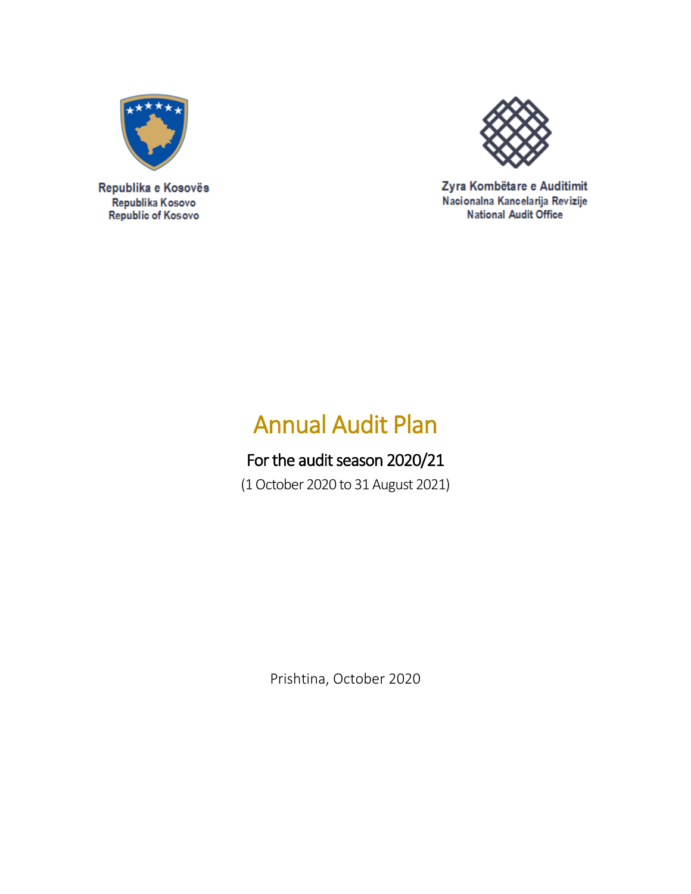Republika e Kosovës
Republika Kosovo
Republic of Kosovo

Zyra Kombëtare e Auditimit
Nacionalna Kancelarija Revizije
National Audit Office

# Annual Audit Plan

## For the audit season 2020/21

(1 October 2020 to 31 August 2021)

Prishtina, October 2020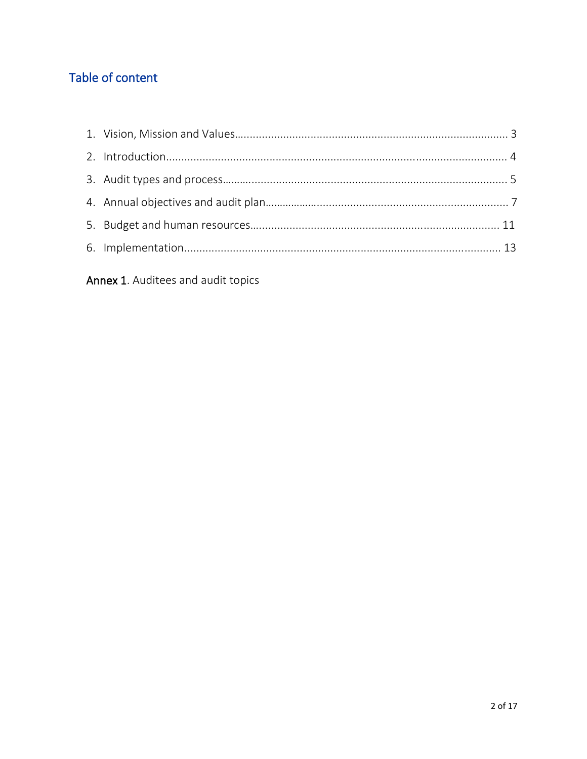## Table of content

1. Vision, Mission and Values........................................................................................ 3
2. Introduction.............................................................................................................. 4
3. Audit types and process............................................................................................ 5
4. Annual objectives and audit plan............................................................................... 7
5. Budget and human resources.................................................................................. 11
6. Implementation....................................................................................................... 13

Annex 1. Auditees and audit topics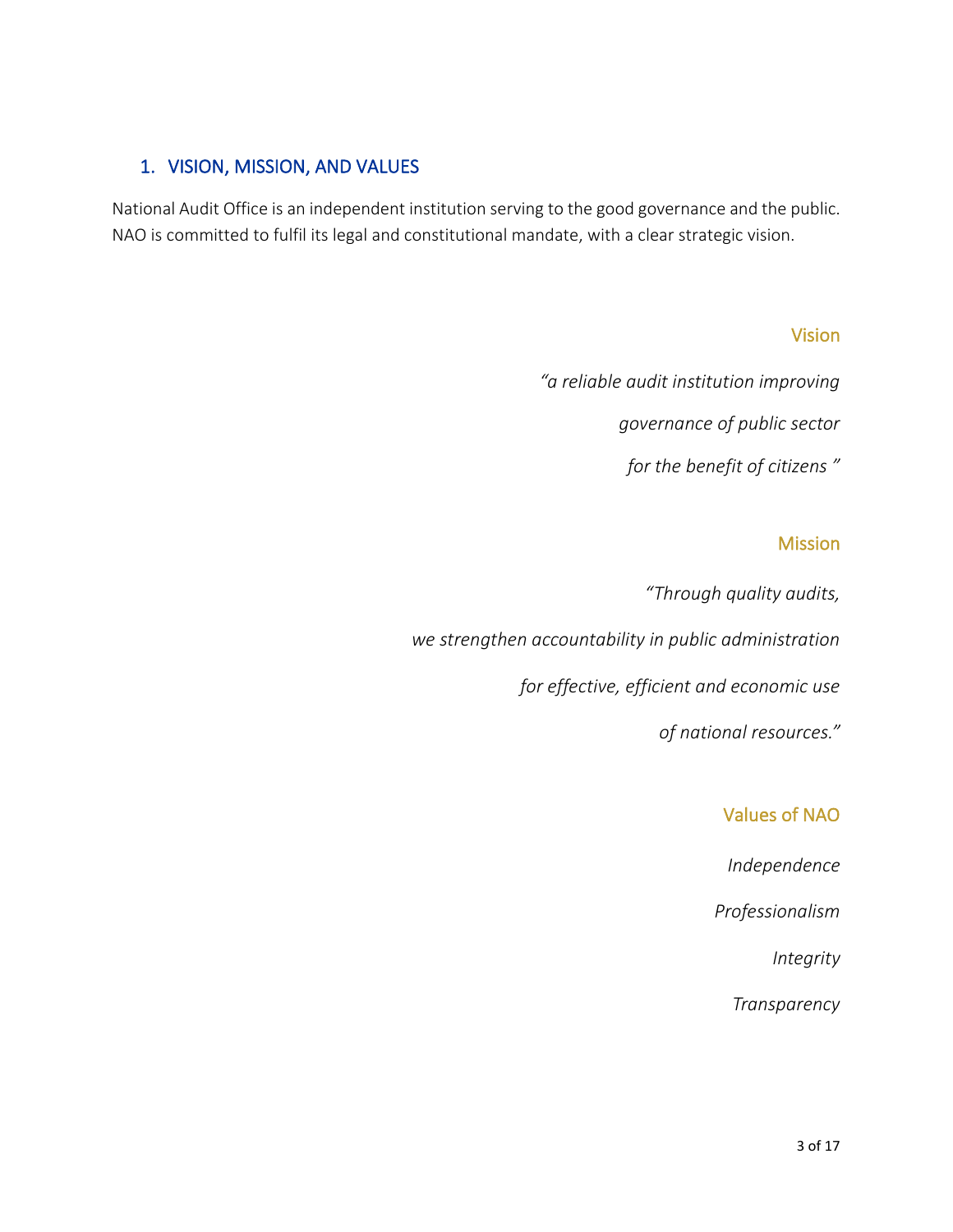## 1. VISION, MISSION, AND VALUES

National Audit Office is an independent institution serving to the good governance and the public. NAO is committed to fulfil its legal and constitutional mandate, with a clear strategic vision.

### Vision

*"a reliable audit institution improving*

*governance of public sector*

*for the benefit of citizens "*

### Mission

*"Through quality audits,*

*we strengthen accountability in public administration*

*for effective, efficient and economic use*

*of national resources."*

### Values of NAO

*Independence*

*Professionalism*

*Integrity*

*Transparency*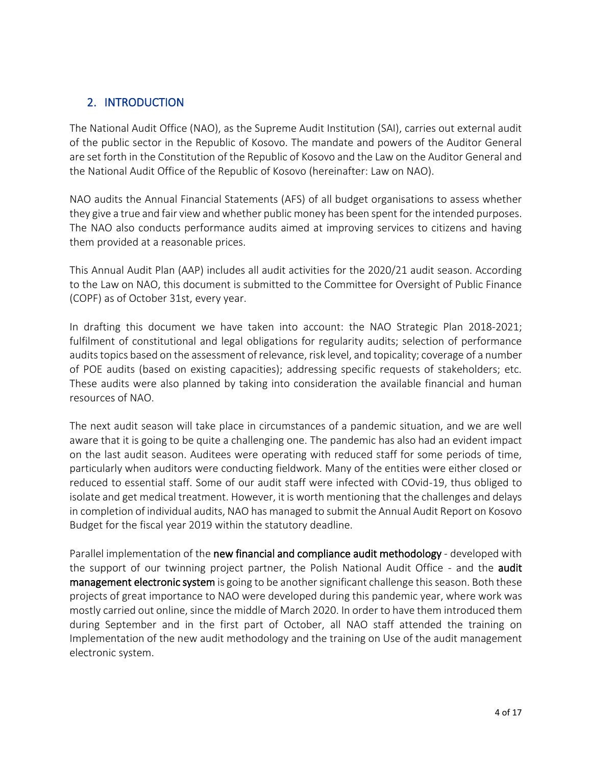## 2. INTRODUCTION

The National Audit Office (NAO), as the Supreme Audit Institution (SAI), carries out external audit of the public sector in the Republic of Kosovo. The mandate and powers of the Auditor General are set forth in the Constitution of the Republic of Kosovo and the Law on the Auditor General and the National Audit Office of the Republic of Kosovo (hereinafter: Law on NAO).

NAO audits the Annual Financial Statements (AFS) of all budget organisations to assess whether they give a true and fair view and whether public money has been spent for the intended purposes. The NAO also conducts performance audits aimed at improving services to citizens and having them provided at a reasonable prices.

This Annual Audit Plan (AAP) includes all audit activities for the 2020/21 audit season. According to the Law on NAO, this document is submitted to the Committee for Oversight of Public Finance (COPF) as of October 31st, every year.

In drafting this document we have taken into account: the NAO Strategic Plan 2018-2021; fulfilment of constitutional and legal obligations for regularity audits; selection of performance audits topics based on the assessment of relevance, risk level, and topicality; coverage of a number of POE audits (based on existing capacities); addressing specific requests of stakeholders; etc. These audits were also planned by taking into consideration the available financial and human resources of NAO.

The next audit season will take place in circumstances of a pandemic situation, and we are well aware that it is going to be quite a challenging one. The pandemic has also had an evident impact on the last audit season. Auditees were operating with reduced staff for some periods of time, particularly when auditors were conducting fieldwork. Many of the entities were either closed or reduced to essential staff. Some of our audit staff were infected with COvid-19, thus obliged to isolate and get medical treatment. However, it is worth mentioning that the challenges and delays in completion of individual audits, NAO has managed to submit the Annual Audit Report on Kosovo Budget for the fiscal year 2019 within the statutory deadline.

Parallel implementation of the **new financial and compliance audit methodology** - developed with the support of our twinning project partner, the Polish National Audit Office - and the **audit management electronic system** is going to be another significant challenge this season. Both these projects of great importance to NAO were developed during this pandemic year, where work was mostly carried out online, since the middle of March 2020. In order to have them introduced them during September and in the first part of October, all NAO staff attended the training on Implementation of the new audit methodology and the training on Use of the audit management electronic system.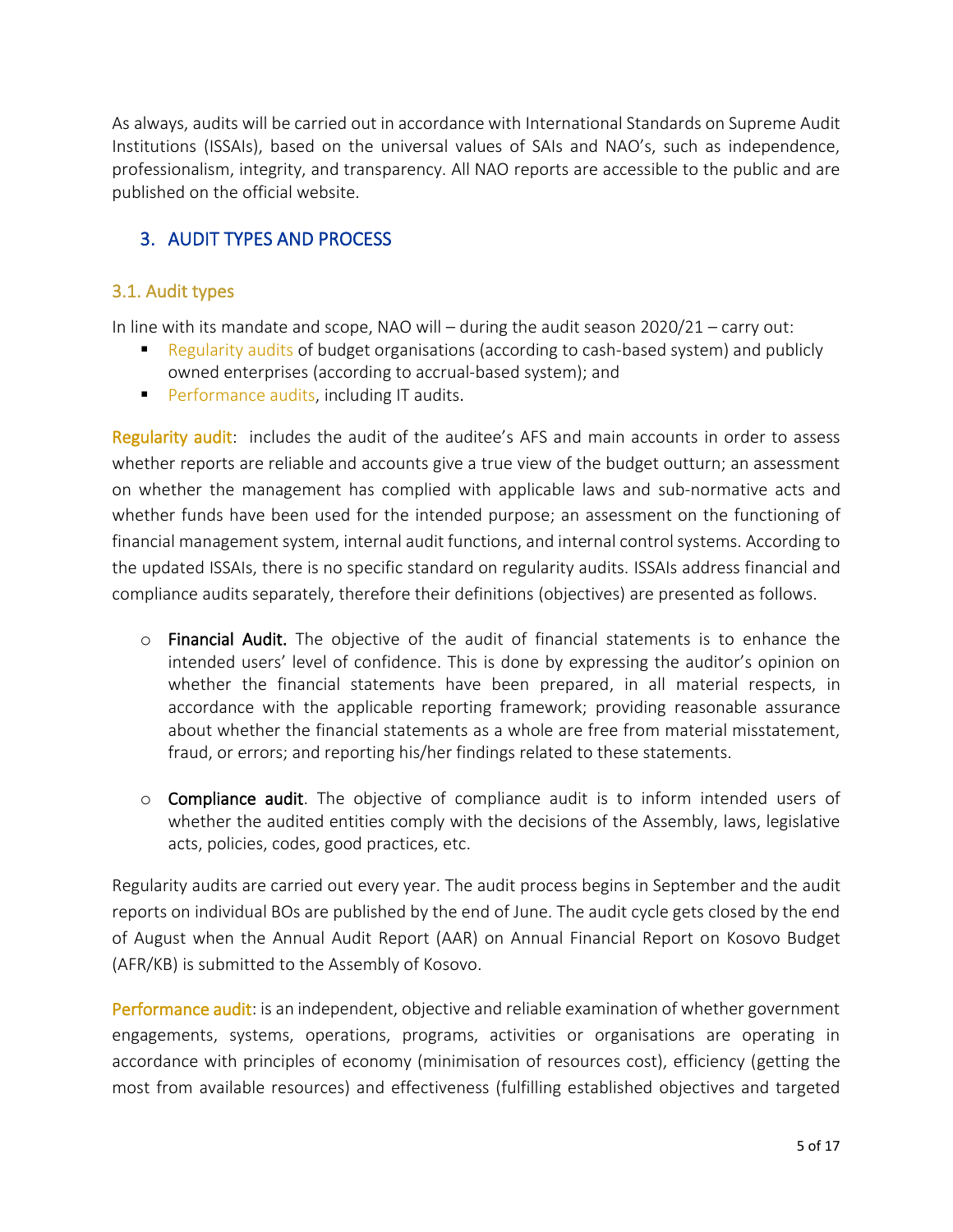As always, audits will be carried out in accordance with International Standards on Supreme Audit Institutions (ISSAIs), based on the universal values of SAIs and NAO's, such as independence, professionalism, integrity, and transparency. All NAO reports are accessible to the public and are published on the official website.

## 3. AUDIT TYPES AND PROCESS

### 3.1. Audit types

In line with its mandate and scope, NAO will – during the audit season 2020/21 – carry out:

- Regularity audits of budget organisations (according to cash-based system) and publicly owned enterprises (according to accrual-based system); and
- Performance audits, including IT audits.

Regularity audit: includes the audit of the auditee's AFS and main accounts in order to assess whether reports are reliable and accounts give a true view of the budget outturn; an assessment on whether the management has complied with applicable laws and sub-normative acts and whether funds have been used for the intended purpose; an assessment on the functioning of financial management system, internal audit functions, and internal control systems. According to the updated ISSAIs, there is no specific standard on regularity audits. ISSAIs address financial and compliance audits separately, therefore their definitions (objectives) are presented as follows.

- **Financial Audit.** The objective of the audit of financial statements is to enhance the intended users' level of confidence. This is done by expressing the auditor's opinion on whether the financial statements have been prepared, in all material respects, in accordance with the applicable reporting framework; providing reasonable assurance about whether the financial statements as a whole are free from material misstatement, fraud, or errors; and reporting his/her findings related to these statements.

- **Compliance audit**. The objective of compliance audit is to inform intended users of whether the audited entities comply with the decisions of the Assembly, laws, legislative acts, policies, codes, good practices, etc.

Regularity audits are carried out every year. The audit process begins in September and the audit reports on individual BOs are published by the end of June. The audit cycle gets closed by the end of August when the Annual Audit Report (AAR) on Annual Financial Report on Kosovo Budget (AFR/KB) is submitted to the Assembly of Kosovo.

Performance audit: is an independent, objective and reliable examination of whether government engagements, systems, operations, programs, activities or organisations are operating in accordance with principles of economy (minimisation of resources cost), efficiency (getting the most from available resources) and effectiveness (fulfilling established objectives and targeted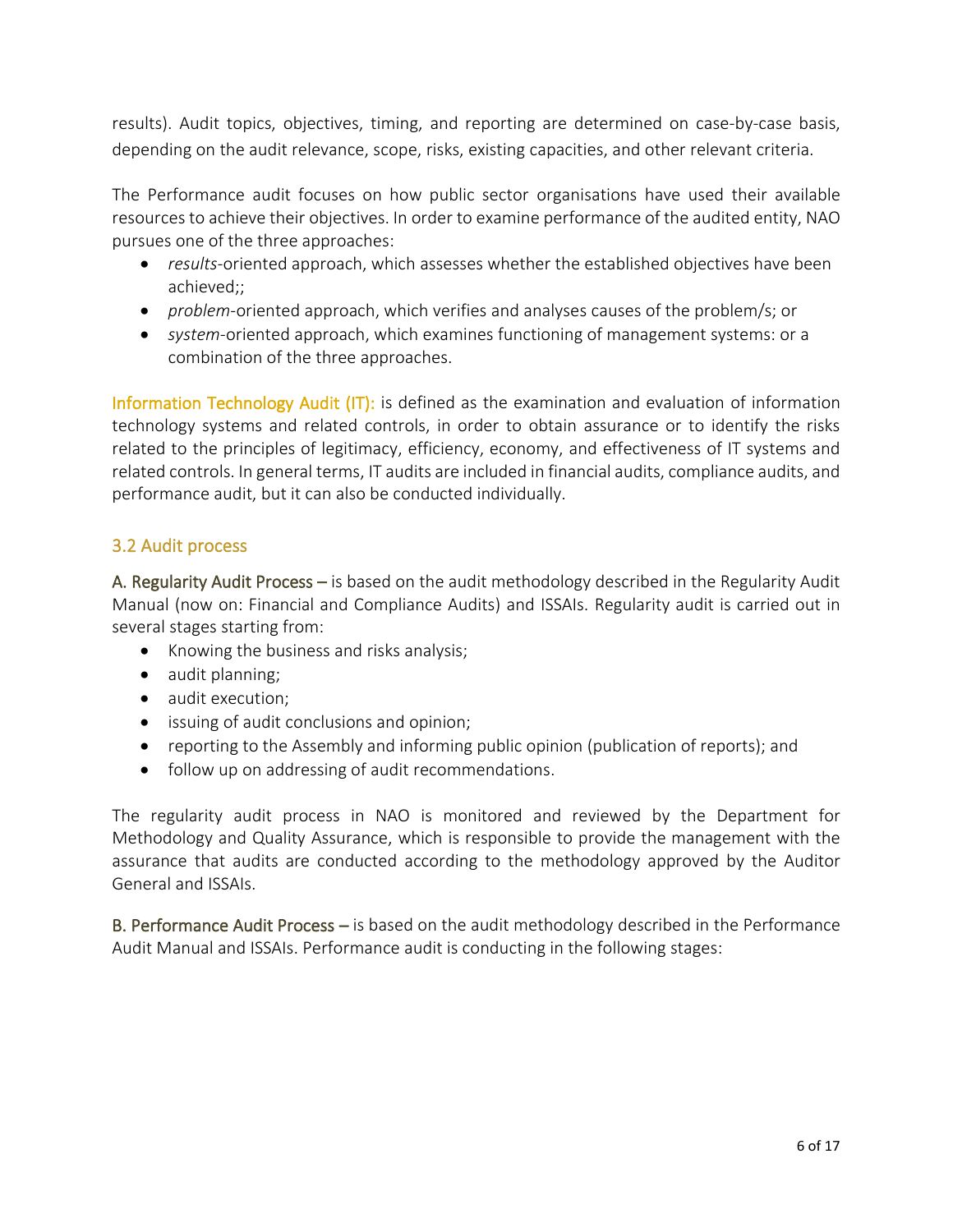results). Audit topics, objectives, timing, and reporting are determined on case-by-case basis, depending on the audit relevance, scope, risks, existing capacities, and other relevant criteria.

The Performance audit focuses on how public sector organisations have used their available resources to achieve their objectives. In order to examine performance of the audited entity, NAO pursues one of the three approaches:

- *results*-oriented approach, which assesses whether the established objectives have been achieved;;
- *problem*-oriented approach, which verifies and analyses causes of the problem/s; or
- *system*-oriented approach, which examines functioning of management systems: or a combination of the three approaches.

Information Technology Audit (IT): is defined as the examination and evaluation of information technology systems and related controls, in order to obtain assurance or to identify the risks related to the principles of legitimacy, efficiency, economy, and effectiveness of IT systems and related controls. In general terms, IT audits are included in financial audits, compliance audits, and performance audit, but it can also be conducted individually.

## 3.2 Audit process

A. Regularity Audit Process – is based on the audit methodology described in the Regularity Audit Manual (now on: Financial and Compliance Audits) and ISSAIs. Regularity audit is carried out in several stages starting from:

- Knowing the business and risks analysis;
- audit planning;
- audit execution;
- issuing of audit conclusions and opinion;
- reporting to the Assembly and informing public opinion (publication of reports); and
- follow up on addressing of audit recommendations.

The regularity audit process in NAO is monitored and reviewed by the Department for Methodology and Quality Assurance, which is responsible to provide the management with the assurance that audits are conducted according to the methodology approved by the Auditor General and ISSAIs.

B. Performance Audit Process – is based on the audit methodology described in the Performance Audit Manual and ISSAIs. Performance audit is conducting in the following stages: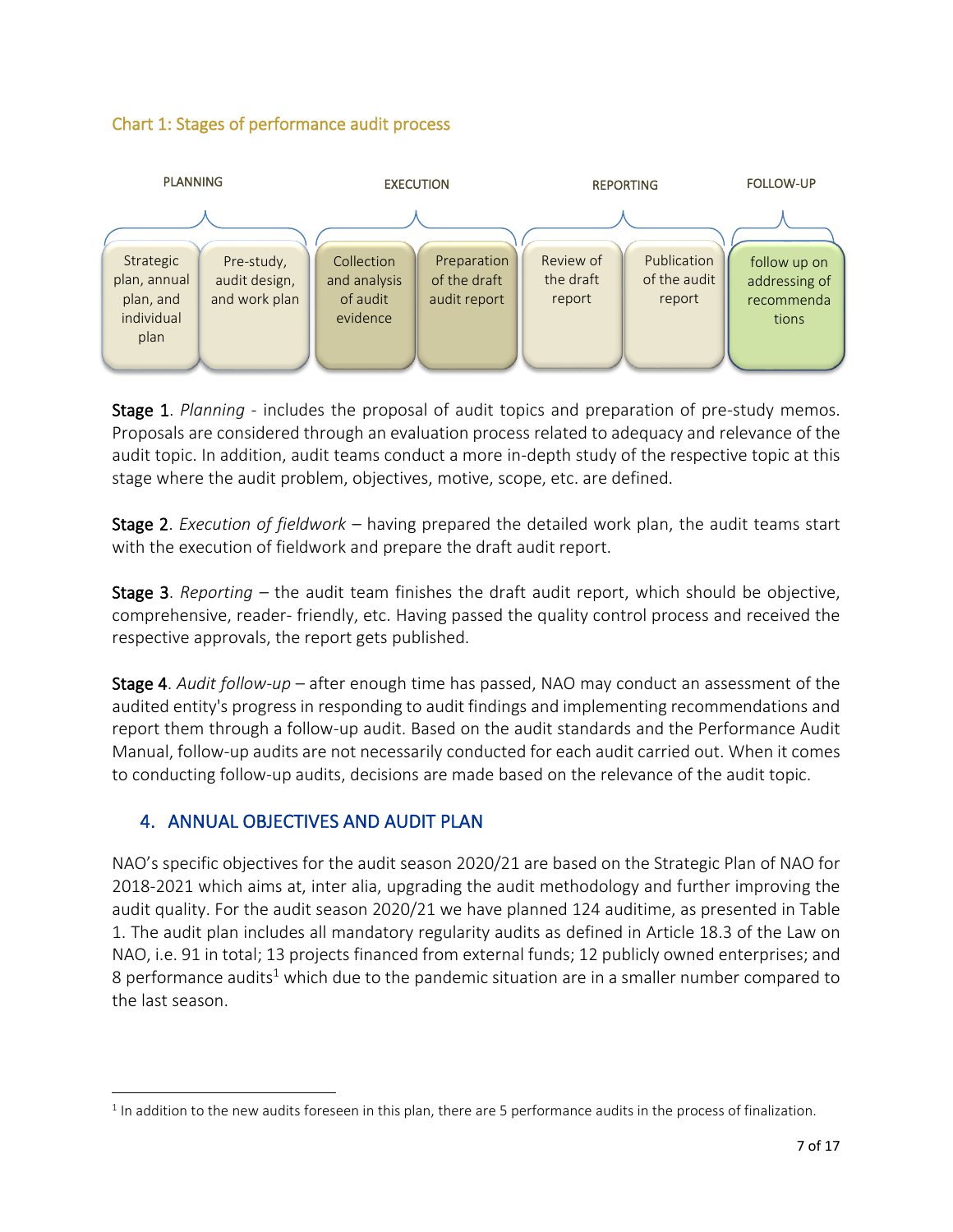Chart 1: Stages of performance audit process

| PLANNING | | EXECUTION | | REPORTING | | FOLLOW-UP |
|---|---|---|---|---|---|---|
| Strategic plan, annual plan, and individual plan | Pre-study, audit design, and work plan | Collection and analysis of audit evidence | Preparation of the draft audit report | Review of the draft report | Publication of the audit report | follow up on addressing of recommendations |

**Stage 1**. *Planning* - includes the proposal of audit topics and preparation of pre-study memos. Proposals are considered through an evaluation process related to adequacy and relevance of the audit topic. In addition, audit teams conduct a more in-depth study of the respective topic at this stage where the audit problem, objectives, motive, scope, etc. are defined.

**Stage 2**. *Execution of fieldwork* – having prepared the detailed work plan, the audit teams start with the execution of fieldwork and prepare the draft audit report.

**Stage 3**. *Reporting* – the audit team finishes the draft audit report, which should be objective, comprehensive, reader- friendly, etc. Having passed the quality control process and received the respective approvals, the report gets published.

**Stage 4**. *Audit follow-up* – after enough time has passed, NAO may conduct an assessment of the audited entity's progress in responding to audit findings and implementing recommendations and report them through a follow-up audit. Based on the audit standards and the Performance Audit Manual, follow-up audits are not necessarily conducted for each audit carried out. When it comes to conducting follow-up audits, decisions are made based on the relevance of the audit topic.

## 4. ANNUAL OBJECTIVES AND AUDIT PLAN

NAO's specific objectives for the audit season 2020/21 are based on the Strategic Plan of NAO for 2018-2021 which aims at, inter alia, upgrading the audit methodology and further improving the audit quality. For the audit season 2020/21 we have planned 124 auditime, as presented in Table 1. The audit plan includes all mandatory regularity audits as defined in Article 18.3 of the Law on NAO, i.e. 91 in total; 13 projects financed from external funds; 12 publicly owned enterprises; and 8 performance audits[1] which due to the pandemic situation are in a smaller number compared to the last season.

[1] In addition to the new audits foreseen in this plan, there are 5 performance audits in the process of finalization.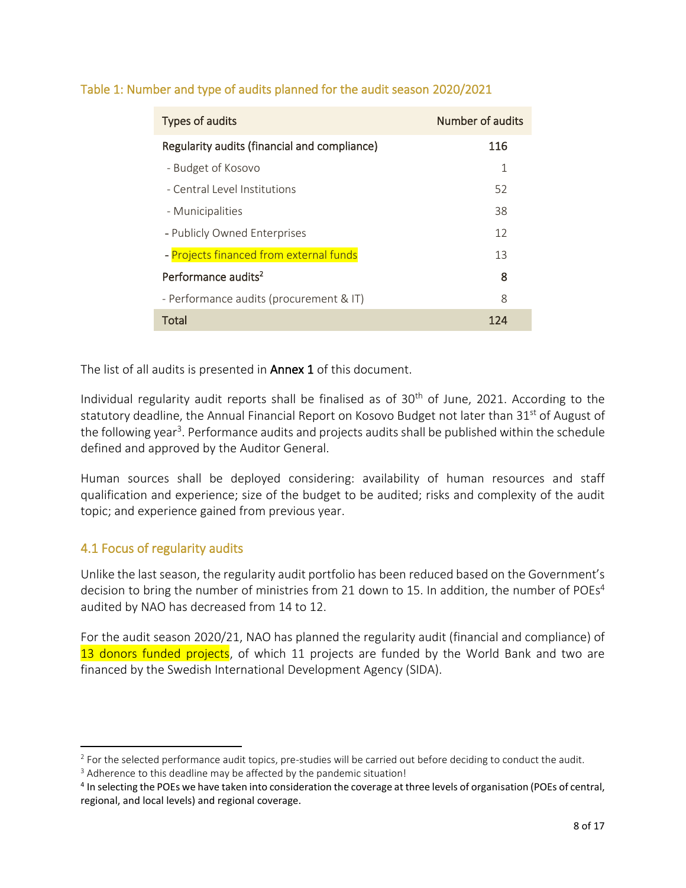Table 1: Number and type of audits planned for the audit season 2020/2021

| Types of audits | Number of audits |
|---|---|
| **Regularity audits (financial and compliance)** | **116** |
| - Budget of Kosovo | 1 |
| - Central Level Institutions | 52 |
| - Municipalities | 38 |
| - Publicly Owned Enterprises | 12 |
| - Projects financed from external funds | 13 |
| **Performance audits[2]** | **8** |
| - Performance audits (procurement & IT) | 8 |
| **Total** | **124** |

The list of all audits is presented in **Annex 1** of this document.

Individual regularity audit reports shall be finalised as of 30th of June, 2021. According to the statutory deadline, the Annual Financial Report on Kosovo Budget not later than 31st of August of the following year[3]. Performance audits and projects audits shall be published within the schedule defined and approved by the Auditor General.

Human sources shall be deployed considering: availability of human resources and staff qualification and experience; size of the budget to be audited; risks and complexity of the audit topic; and experience gained from previous year.

## 4.1 Focus of regularity audits

Unlike the last season, the regularity audit portfolio has been reduced based on the Government's decision to bring the number of ministries from 21 down to 15. In addition, the number of POEs[4] audited by NAO has decreased from 14 to 12.

For the audit season 2020/21, NAO has planned the regularity audit (financial and compliance) of 13 donors funded projects, of which 11 projects are funded by the World Bank and two are financed by the Swedish International Development Agency (SIDA).

---

[2] For the selected performance audit topics, pre-studies will be carried out before deciding to conduct the audit.

[3] Adherence to this deadline may be affected by the pandemic situation!

[4] **In selecting the POEs we have taken into consideration the coverage at three levels of organisation (POEs of central, regional, and local levels) and regional coverage.**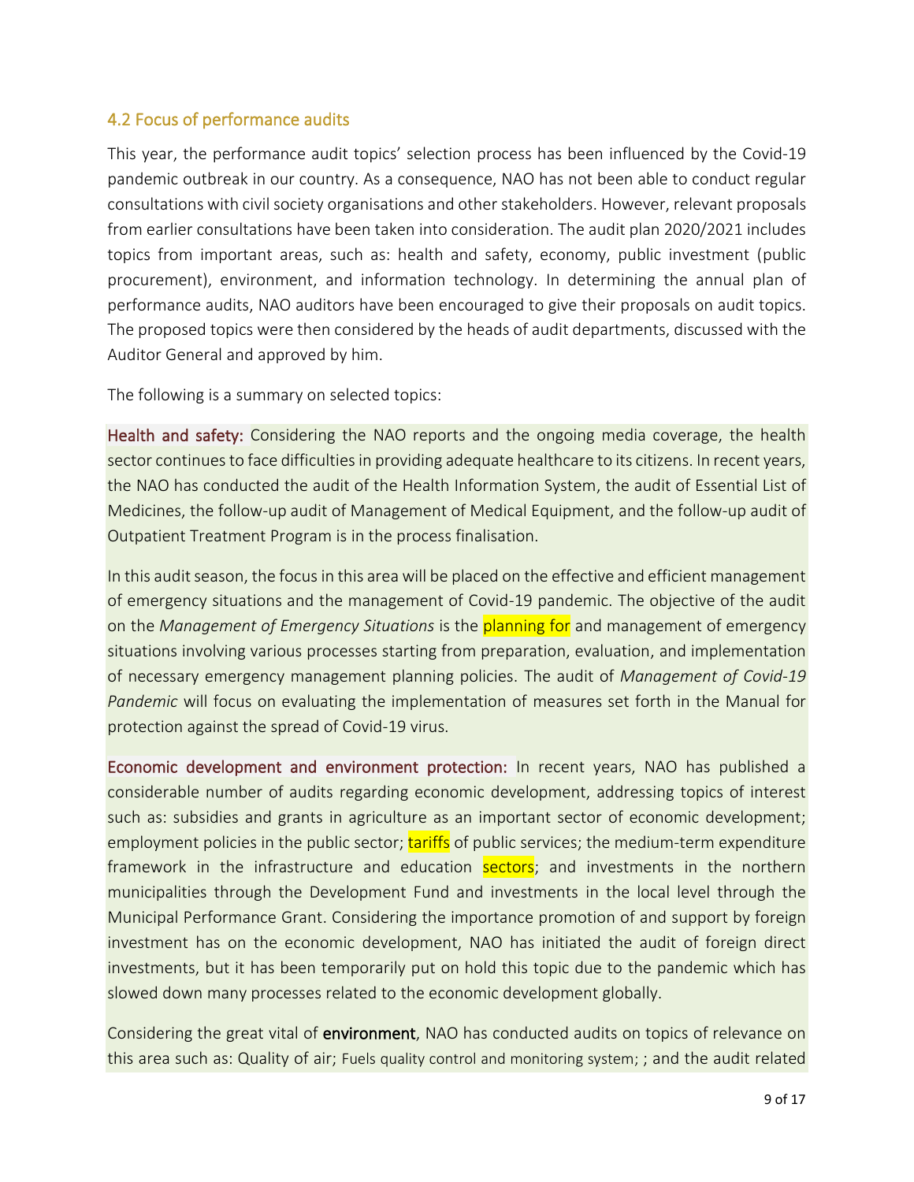## 4.2 Focus of performance audits

This year, the performance audit topics' selection process has been influenced by the Covid-19 pandemic outbreak in our country. As a consequence, NAO has not been able to conduct regular consultations with civil society organisations and other stakeholders. However, relevant proposals from earlier consultations have been taken into consideration. The audit plan 2020/2021 includes topics from important areas, such as: health and safety, economy, public investment (public procurement), environment, and information technology. In determining the annual plan of performance audits, NAO auditors have been encouraged to give their proposals on audit topics. The proposed topics were then considered by the heads of audit departments, discussed with the Auditor General and approved by him.

The following is a summary on selected topics:

**Health and safety:** Considering the NAO reports and the ongoing media coverage, the health sector continues to face difficulties in providing adequate healthcare to its citizens. In recent years, the NAO has conducted the audit of the Health Information System, the audit of Essential List of Medicines, the follow-up audit of Management of Medical Equipment, and the follow-up audit of Outpatient Treatment Program is in the process finalisation.

In this audit season, the focus in this area will be placed on the effective and efficient management of emergency situations and the management of Covid-19 pandemic. The objective of the audit on the *Management of Emergency Situations* is the planning for and management of emergency situations involving various processes starting from preparation, evaluation, and implementation of necessary emergency management planning policies. The audit of *Management of Covid-19 Pandemic* will focus on evaluating the implementation of measures set forth in the Manual for protection against the spread of Covid-19 virus.

**Economic development and environment protection:** In recent years, NAO has published a considerable number of audits regarding economic development, addressing topics of interest such as: subsidies and grants in agriculture as an important sector of economic development; employment policies in the public sector; tariffs of public services; the medium-term expenditure framework in the infrastructure and education sectors; and investments in the northern municipalities through the Development Fund and investments in the local level through the Municipal Performance Grant. Considering the importance promotion of and support by foreign investment has on the economic development, NAO has initiated the audit of foreign direct investments, but it has been temporarily put on hold this topic due to the pandemic which has slowed down many processes related to the economic development globally.

Considering the great vital of **environment**, NAO has conducted audits on topics of relevance on this area such as: Quality of air; Fuels quality control and monitoring system; ; and the audit related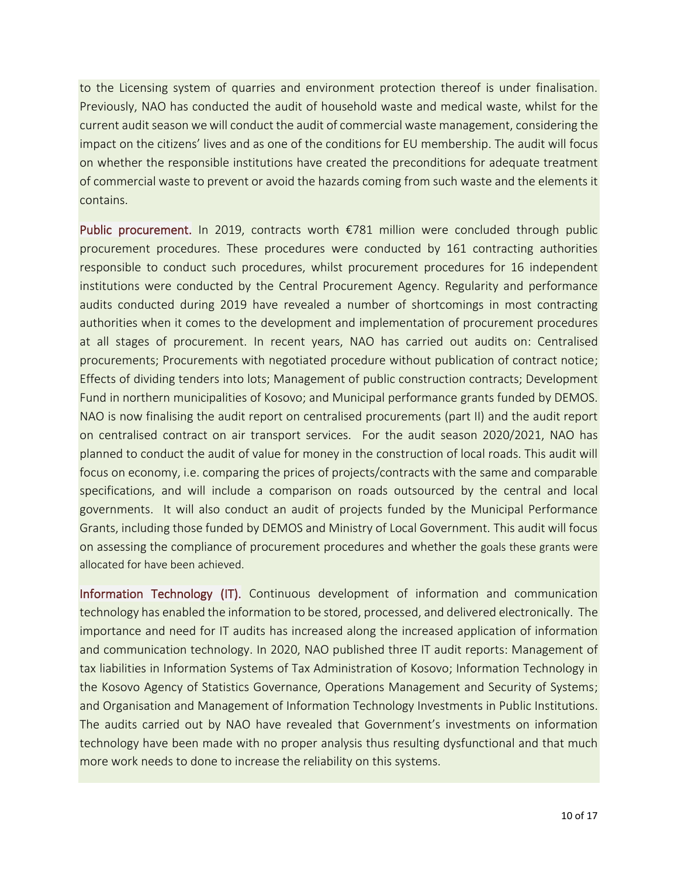to the Licensing system of quarries and environment protection thereof is under finalisation. Previously, NAO has conducted the audit of household waste and medical waste, whilst for the current audit season we will conduct the audit of commercial waste management, considering the impact on the citizens' lives and as one of the conditions for EU membership. The audit will focus on whether the responsible institutions have created the preconditions for adequate treatment of commercial waste to prevent or avoid the hazards coming from such waste and the elements it contains.

**Public procurement.** In 2019, contracts worth €781 million were concluded through public procurement procedures. These procedures were conducted by 161 contracting authorities responsible to conduct such procedures, whilst procurement procedures for 16 independent institutions were conducted by the Central Procurement Agency. Regularity and performance audits conducted during 2019 have revealed a number of shortcomings in most contracting authorities when it comes to the development and implementation of procurement procedures at all stages of procurement. In recent years, NAO has carried out audits on: Centralised procurements; Procurements with negotiated procedure without publication of contract notice; Effects of dividing tenders into lots; Management of public construction contracts; Development Fund in northern municipalities of Kosovo; and Municipal performance grants funded by DEMOS. NAO is now finalising the audit report on centralised procurements (part II) and the audit report on centralised contract on air transport services. For the audit season 2020/2021, NAO has planned to conduct the audit of value for money in the construction of local roads. This audit will focus on economy, i.e. comparing the prices of projects/contracts with the same and comparable specifications, and will include a comparison on roads outsourced by the central and local governments. It will also conduct an audit of projects funded by the Municipal Performance Grants, including those funded by DEMOS and Ministry of Local Government. This audit will focus on assessing the compliance of procurement procedures and whether the goals these grants were allocated for have been achieved.

**Information Technology (IT).** Continuous development of information and communication technology has enabled the information to be stored, processed, and delivered electronically. The importance and need for IT audits has increased along the increased application of information and communication technology. In 2020, NAO published three IT audit reports: Management of tax liabilities in Information Systems of Tax Administration of Kosovo; Information Technology in the Kosovo Agency of Statistics Governance, Operations Management and Security of Systems; and Organisation and Management of Information Technology Investments in Public Institutions. The audits carried out by NAO have revealed that Government's investments on information technology have been made with no proper analysis thus resulting dysfunctional and that much more work needs to done to increase the reliability on this systems.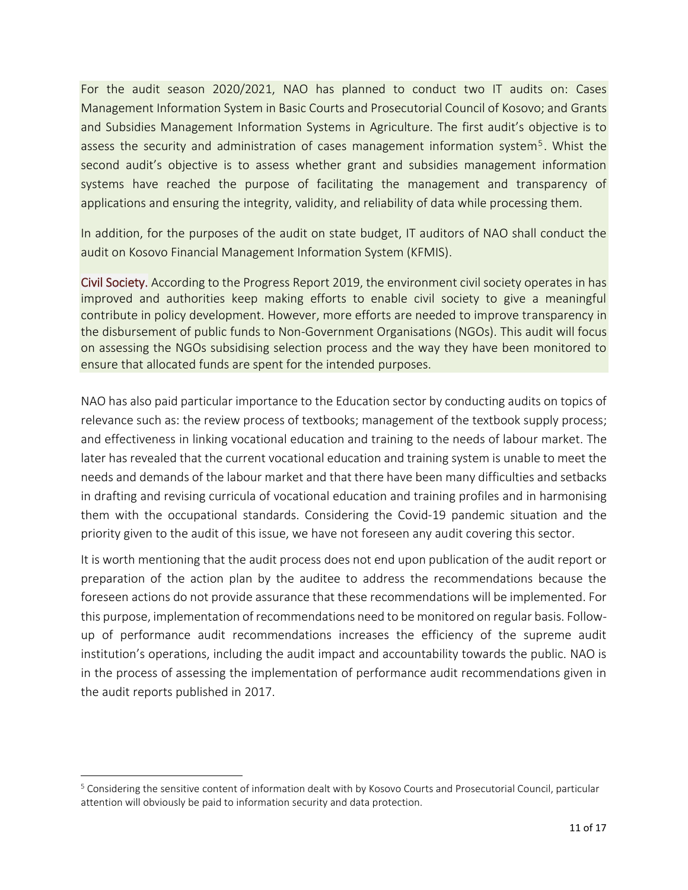For the audit season 2020/2021, NAO has planned to conduct two IT audits on: Cases Management Information System in Basic Courts and Prosecutorial Council of Kosovo; and Grants and Subsidies Management Information Systems in Agriculture. The first audit's objective is to assess the security and administration of cases management information system[5]. Whist the second audit's objective is to assess whether grant and subsidies management information systems have reached the purpose of facilitating the management and transparency of applications and ensuring the integrity, validity, and reliability of data while processing them.

In addition, for the purposes of the audit on state budget, IT auditors of NAO shall conduct the audit on Kosovo Financial Management Information System (KFMIS).

**Civil Society.** According to the Progress Report 2019, the environment civil society operates in has improved and authorities keep making efforts to enable civil society to give a meaningful contribute in policy development. However, more efforts are needed to improve transparency in the disbursement of public funds to Non-Government Organisations (NGOs). This audit will focus on assessing the NGOs subsidising selection process and the way they have been monitored to ensure that allocated funds are spent for the intended purposes.

NAO has also paid particular importance to the Education sector by conducting audits on topics of relevance such as: the review process of textbooks; management of the textbook supply process; and effectiveness in linking vocational education and training to the needs of labour market. The later has revealed that the current vocational education and training system is unable to meet the needs and demands of the labour market and that there have been many difficulties and setbacks in drafting and revising curricula of vocational education and training profiles and in harmonising them with the occupational standards. Considering the Covid-19 pandemic situation and the priority given to the audit of this issue, we have not foreseen any audit covering this sector.

It is worth mentioning that the audit process does not end upon publication of the audit report or preparation of the action plan by the auditee to address the recommendations because the foreseen actions do not provide assurance that these recommendations will be implemented. For this purpose, implementation of recommendations need to be monitored on regular basis. Follow-up of performance audit recommendations increases the efficiency of the supreme audit institution's operations, including the audit impact and accountability towards the public. NAO is in the process of assessing the implementation of performance audit recommendations given in the audit reports published in 2017.

---

[5] Considering the sensitive content of information dealt with by Kosovo Courts and Prosecutorial Council, particular attention will obviously be paid to information security and data protection.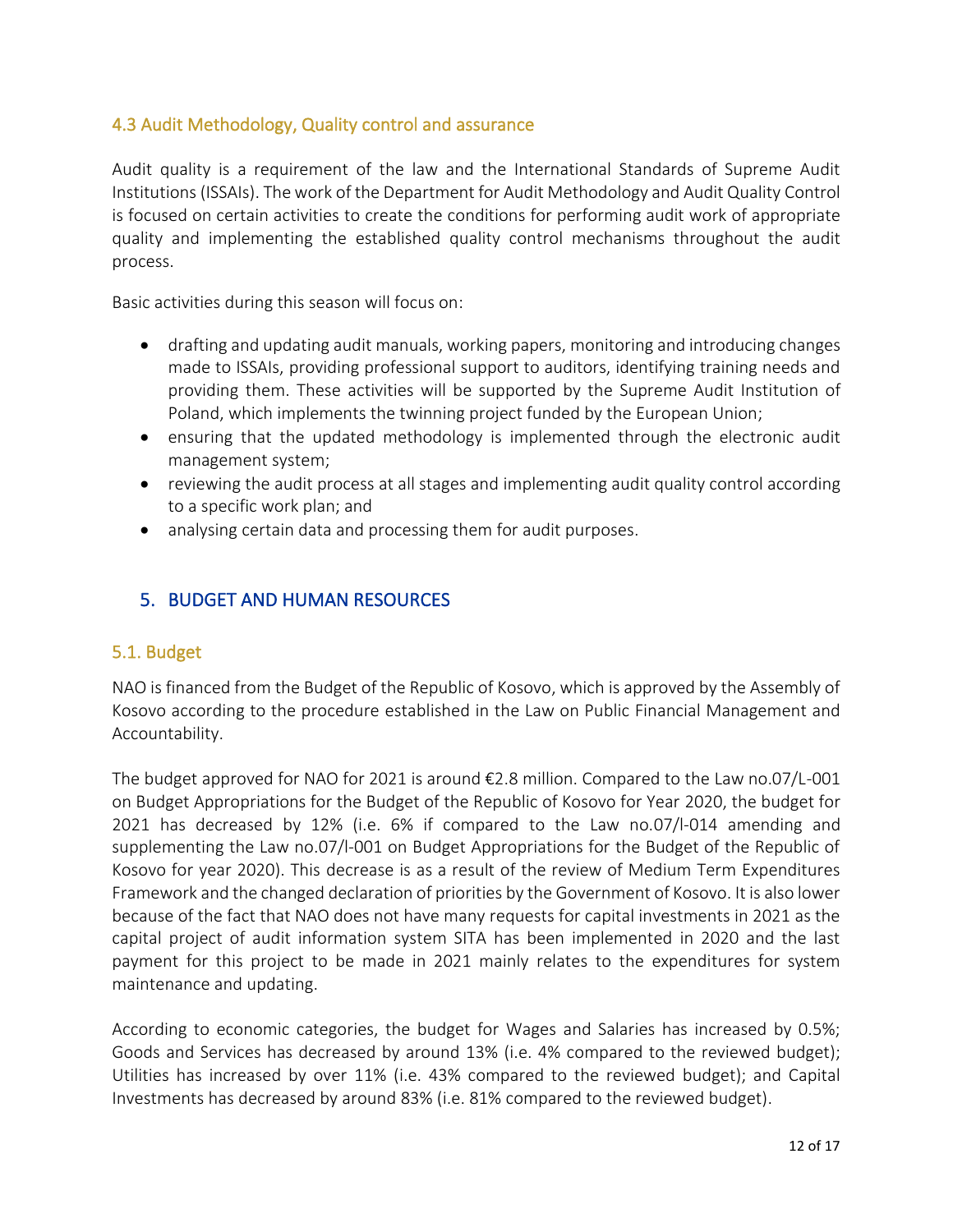### 4.3 Audit Methodology, Quality control and assurance

Audit quality is a requirement of the law and the International Standards of Supreme Audit Institutions (ISSAIs). The work of the Department for Audit Methodology and Audit Quality Control is focused on certain activities to create the conditions for performing audit work of appropriate quality and implementing the established quality control mechanisms throughout the audit process.

Basic activities during this season will focus on:

- drafting and updating audit manuals, working papers, monitoring and introducing changes made to ISSAIs, providing professional support to auditors, identifying training needs and providing them. These activities will be supported by the Supreme Audit Institution of Poland, which implements the twinning project funded by the European Union;
- ensuring that the updated methodology is implemented through the electronic audit management system;
- reviewing the audit process at all stages and implementing audit quality control according to a specific work plan; and
- analysing certain data and processing them for audit purposes.

## 5. BUDGET AND HUMAN RESOURCES

### 5.1. Budget

NAO is financed from the Budget of the Republic of Kosovo, which is approved by the Assembly of Kosovo according to the procedure established in the Law on Public Financial Management and Accountability.

The budget approved for NAO for 2021 is around €2.8 million. Compared to the Law no.07/L-001 on Budget Appropriations for the Budget of the Republic of Kosovo for Year 2020, the budget for 2021 has decreased by 12% (i.e. 6% if compared to the Law no.07/l-014 amending and supplementing the Law no.07/l-001 on Budget Appropriations for the Budget of the Republic of Kosovo for year 2020). This decrease is as a result of the review of Medium Term Expenditures Framework and the changed declaration of priorities by the Government of Kosovo. It is also lower because of the fact that NAO does not have many requests for capital investments in 2021 as the capital project of audit information system SITA has been implemented in 2020 and the last payment for this project to be made in 2021 mainly relates to the expenditures for system maintenance and updating.

According to economic categories, the budget for Wages and Salaries has increased by 0.5%; Goods and Services has decreased by around 13% (i.e. 4% compared to the reviewed budget); Utilities has increased by over 11% (i.e. 43% compared to the reviewed budget); and Capital Investments has decreased by around 83% (i.e. 81% compared to the reviewed budget).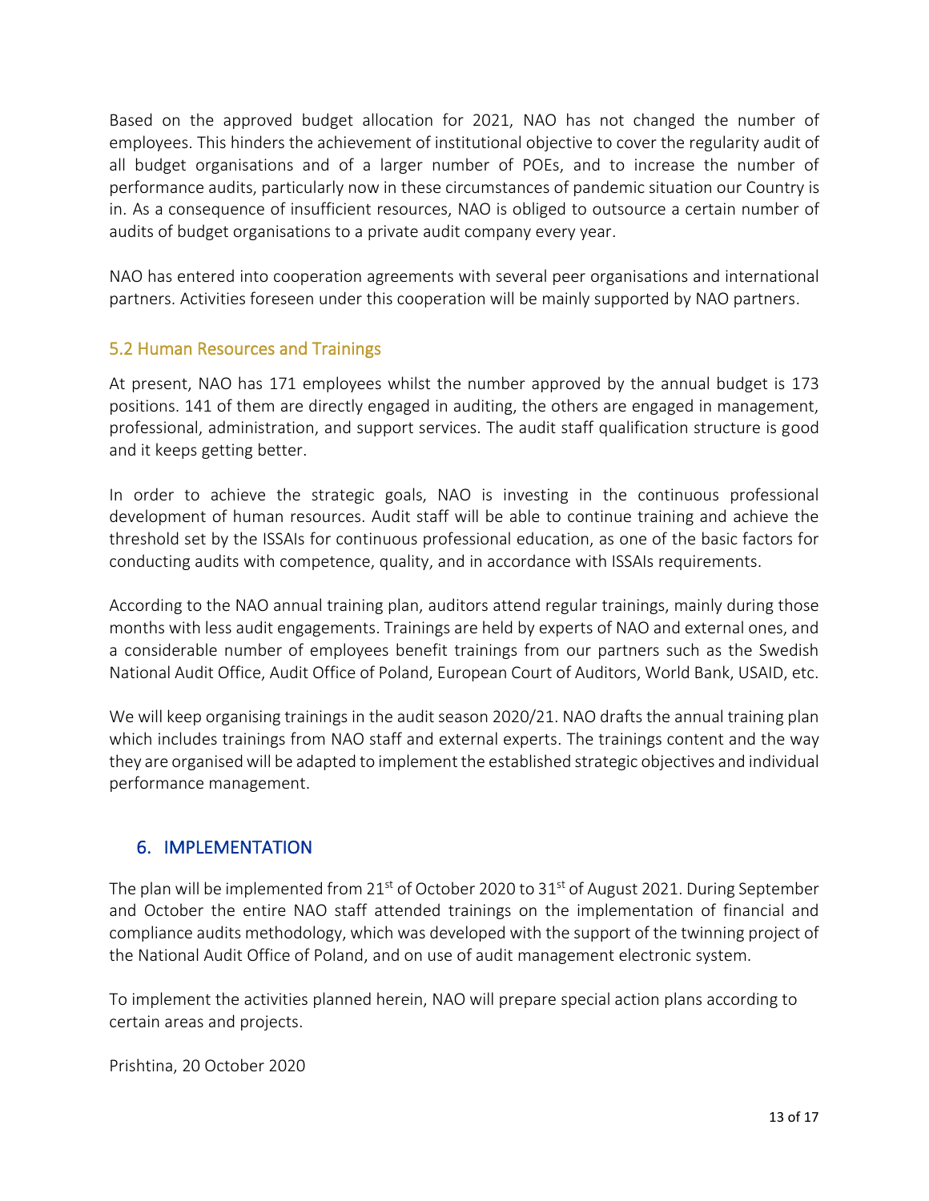Based on the approved budget allocation for 2021, NAO has not changed the number of employees. This hinders the achievement of institutional objective to cover the regularity audit of all budget organisations and of a larger number of POEs, and to increase the number of performance audits, particularly now in these circumstances of pandemic situation our Country is in. As a consequence of insufficient resources, NAO is obliged to outsource a certain number of audits of budget organisations to a private audit company every year.

NAO has entered into cooperation agreements with several peer organisations and international partners. Activities foreseen under this cooperation will be mainly supported by NAO partners.

### 5.2 Human Resources and Trainings

At present, NAO has 171 employees whilst the number approved by the annual budget is 173 positions. 141 of them are directly engaged in auditing, the others are engaged in management, professional, administration, and support services. The audit staff qualification structure is good and it keeps getting better.

In order to achieve the strategic goals, NAO is investing in the continuous professional development of human resources. Audit staff will be able to continue training and achieve the threshold set by the ISSAIs for continuous professional education, as one of the basic factors for conducting audits with competence, quality, and in accordance with ISSAIs requirements.

According to the NAO annual training plan, auditors attend regular trainings, mainly during those months with less audit engagements. Trainings are held by experts of NAO and external ones, and a considerable number of employees benefit trainings from our partners such as the Swedish National Audit Office, Audit Office of Poland, European Court of Auditors, World Bank, USAID, etc.

We will keep organising trainings in the audit season 2020/21. NAO drafts the annual training plan which includes trainings from NAO staff and external experts. The trainings content and the way they are organised will be adapted to implement the established strategic objectives and individual performance management.

## 6. IMPLEMENTATION

The plan will be implemented from 21st of October 2020 to 31st of August 2021. During September and October the entire NAO staff attended trainings on the implementation of financial and compliance audits methodology, which was developed with the support of the twinning project of the National Audit Office of Poland, and on use of audit management electronic system.

To implement the activities planned herein, NAO will prepare special action plans according to certain areas and projects.

Prishtina, 20 October 2020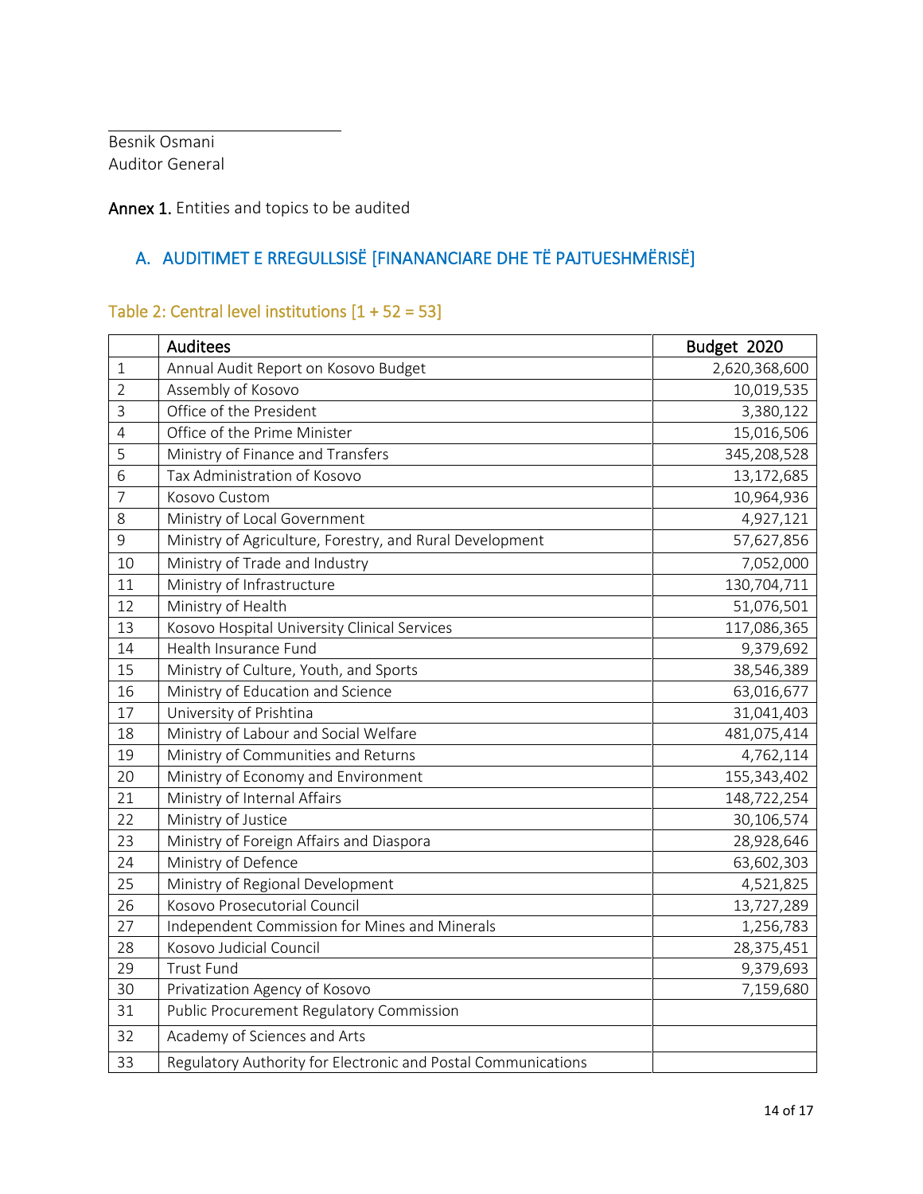Besnik Osmani
Auditor General

**Annex 1.** Entities and topics to be audited

## A. AUDITIMET E RREGULLSISË [FINANANCIARE DHE TË PAJTUESHMËRISË]

### Table 2: Central level institutions [1 + 52 = 53]

| | Auditees | Budget 2020 |
|---|---|---|
| 1 | Annual Audit Report on Kosovo Budget | 2,620,368,600 |
| 2 | Assembly of Kosovo | 10,019,535 |
| 3 | Office of the President | 3,380,122 |
| 4 | Office of the Prime Minister | 15,016,506 |
| 5 | Ministry of Finance and Transfers | 345,208,528 |
| 6 | Tax Administration of Kosovo | 13,172,685 |
| 7 | Kosovo Custom | 10,964,936 |
| 8 | Ministry of Local Government | 4,927,121 |
| 9 | Ministry of Agriculture, Forestry, and Rural Development | 57,627,856 |
| 10 | Ministry of Trade and Industry | 7,052,000 |
| 11 | Ministry of Infrastructure | 130,704,711 |
| 12 | Ministry of Health | 51,076,501 |
| 13 | Kosovo Hospital University Clinical Services | 117,086,365 |
| 14 | Health Insurance Fund | 9,379,692 |
| 15 | Ministry of Culture, Youth, and Sports | 38,546,389 |
| 16 | Ministry of Education and Science | 63,016,677 |
| 17 | University of Prishtina | 31,041,403 |
| 18 | Ministry of Labour and Social Welfare | 481,075,414 |
| 19 | Ministry of Communities and Returns | 4,762,114 |
| 20 | Ministry of Economy and Environment | 155,343,402 |
| 21 | Ministry of Internal Affairs | 148,722,254 |
| 22 | Ministry of Justice | 30,106,574 |
| 23 | Ministry of Foreign Affairs and Diaspora | 28,928,646 |
| 24 | Ministry of Defence | 63,602,303 |
| 25 | Ministry of Regional Development | 4,521,825 |
| 26 | Kosovo Prosecutorial Council | 13,727,289 |
| 27 | Independent Commission for Mines and Minerals | 1,256,783 |
| 28 | Kosovo Judicial Council | 28,375,451 |
| 29 | Trust Fund | 9,379,693 |
| 30 | Privatization Agency of Kosovo | 7,159,680 |
| 31 | Public Procurement Regulatory Commission | |
| 32 | Academy of Sciences and Arts | |
| 33 | Regulatory Authority for Electronic and Postal Communications | |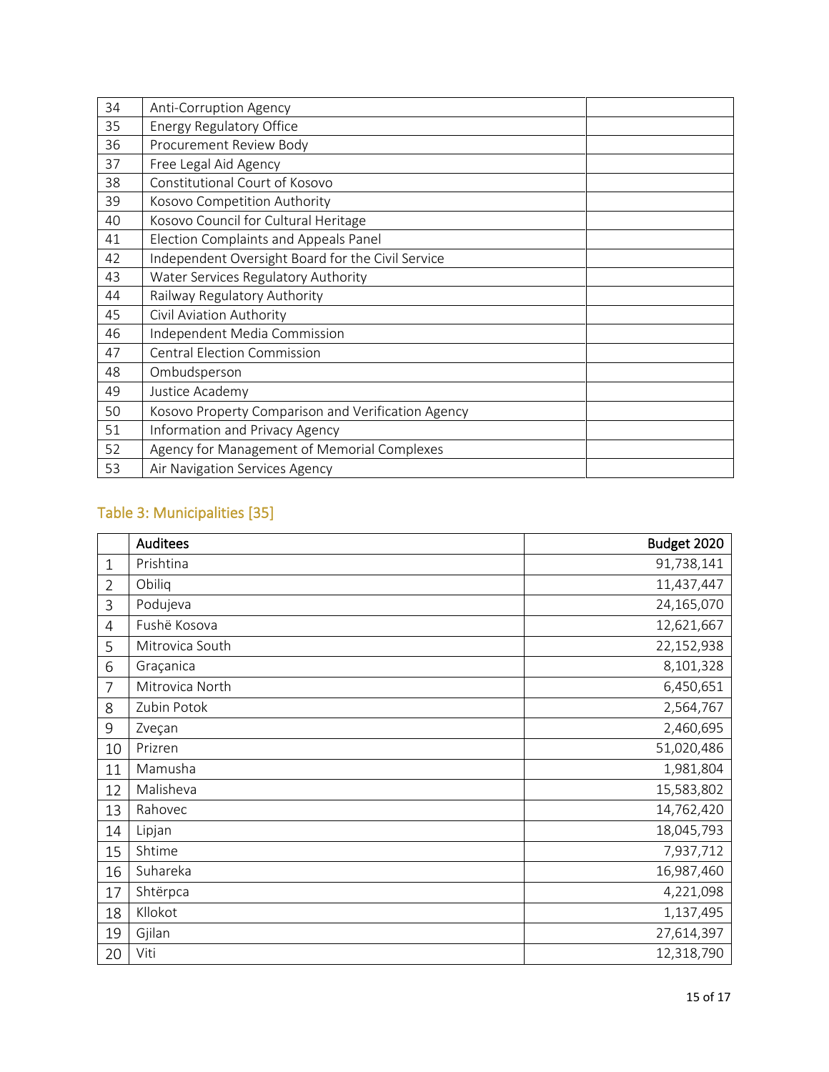| | | |
|---|---|---|
| 34 | Anti-Corruption Agency | |
| 35 | Energy Regulatory Office | |
| 36 | Procurement Review Body | |
| 37 | Free Legal Aid Agency | |
| 38 | Constitutional Court of Kosovo | |
| 39 | Kosovo Competition Authority | |
| 40 | Kosovo Council for Cultural Heritage | |
| 41 | Election Complaints and Appeals Panel | |
| 42 | Independent Oversight Board for the Civil Service | |
| 43 | Water Services Regulatory Authority | |
| 44 | Railway Regulatory Authority | |
| 45 | Civil Aviation Authority | |
| 46 | Independent Media Commission | |
| 47 | Central Election Commission | |
| 48 | Ombudsperson | |
| 49 | Justice Academy | |
| 50 | Kosovo Property Comparison and Verification Agency | |
| 51 | Information and Privacy Agency | |
| 52 | Agency for Management of Memorial Complexes | |
| 53 | Air Navigation Services Agency | |

### Table 3: Municipalities [35]

| | Auditees | Budget 2020 |
|---|---|---|
| 1 | Prishtina | 91,738,141 |
| 2 | Obiliq | 11,437,447 |
| 3 | Podujeva | 24,165,070 |
| 4 | Fushë Kosova | 12,621,667 |
| 5 | Mitrovica South | 22,152,938 |
| 6 | Graçanica | 8,101,328 |
| 7 | Mitrovica North | 6,450,651 |
| 8 | Zubin Potok | 2,564,767 |
| 9 | Zveçan | 2,460,695 |
| 10 | Prizren | 51,020,486 |
| 11 | Mamusha | 1,981,804 |
| 12 | Malisheva | 15,583,802 |
| 13 | Rahovec | 14,762,420 |
| 14 | Lipjan | 18,045,793 |
| 15 | Shtime | 7,937,712 |
| 16 | Suhareka | 16,987,460 |
| 17 | Shtërpca | 4,221,098 |
| 18 | Kllokot | 1,137,495 |
| 19 | Gjilan | 27,614,397 |
| 20 | Viti | 12,318,790 |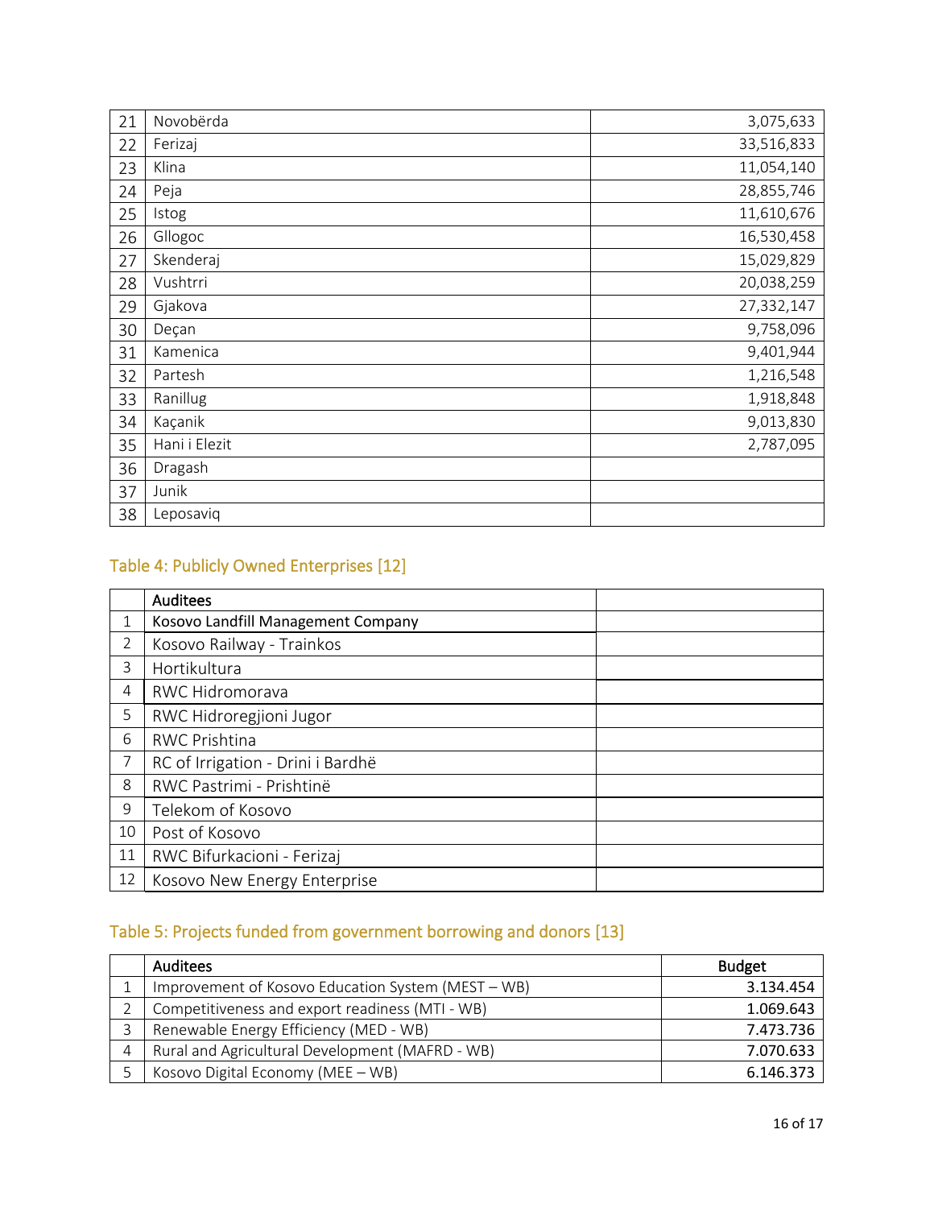| 21 | Novobërda | 3,075,633 |
|---|---|---|
| 22 | Ferizaj | 33,516,833 |
| 23 | Klina | 11,054,140 |
| 24 | Peja | 28,855,746 |
| 25 | Istog | 11,610,676 |
| 26 | Gllogoc | 16,530,458 |
| 27 | Skenderaj | 15,029,829 |
| 28 | Vushtrri | 20,038,259 |
| 29 | Gjakova | 27,332,147 |
| 30 | Deçan | 9,758,096 |
| 31 | Kamenica | 9,401,944 |
| 32 | Partesh | 1,216,548 |
| 33 | Ranillug | 1,918,848 |
| 34 | Kaçanik | 9,013,830 |
| 35 | Hani i Elezit | 2,787,095 |
| 36 | Dragash | |
| 37 | Junik | |
| 38 | Leposaviq | |

## Table 4: Publicly Owned Enterprises [12]

| | Auditees | |
|---|---|---|
| 1 | Kosovo Landfill Management Company | |
| 2 | Kosovo Railway - Trainkos | |
| 3 | Hortikultura | |
| 4 | RWC Hidromorava | |
| 5 | RWC Hidroregjioni Jugor | |
| 6 | RWC Prishtina | |
| 7 | RC of Irrigation - Drini i Bardhë | |
| 8 | RWC Pastrimi - Prishtinë | |
| 9 | Telekom of Kosovo | |
| 10 | Post of Kosovo | |
| 11 | RWC Bifurkacioni - Ferizaj | |
| 12 | Kosovo New Energy Enterprise | |

## Table 5: Projects funded from government borrowing and donors [13]

| | Auditees | Budget |
|---|---|---|
| 1 | Improvement of Kosovo Education System (MEST – WB) | 3.134.454 |
| 2 | Competitiveness and export readiness (MTI - WB) | 1.069.643 |
| 3 | Renewable Energy Efficiency (MED - WB) | 7.473.736 |
| 4 | Rural and Agricultural Development (MAFRD - WB) | 7.070.633 |
| 5 | Kosovo Digital Economy (MEE – WB) | 6.146.373 |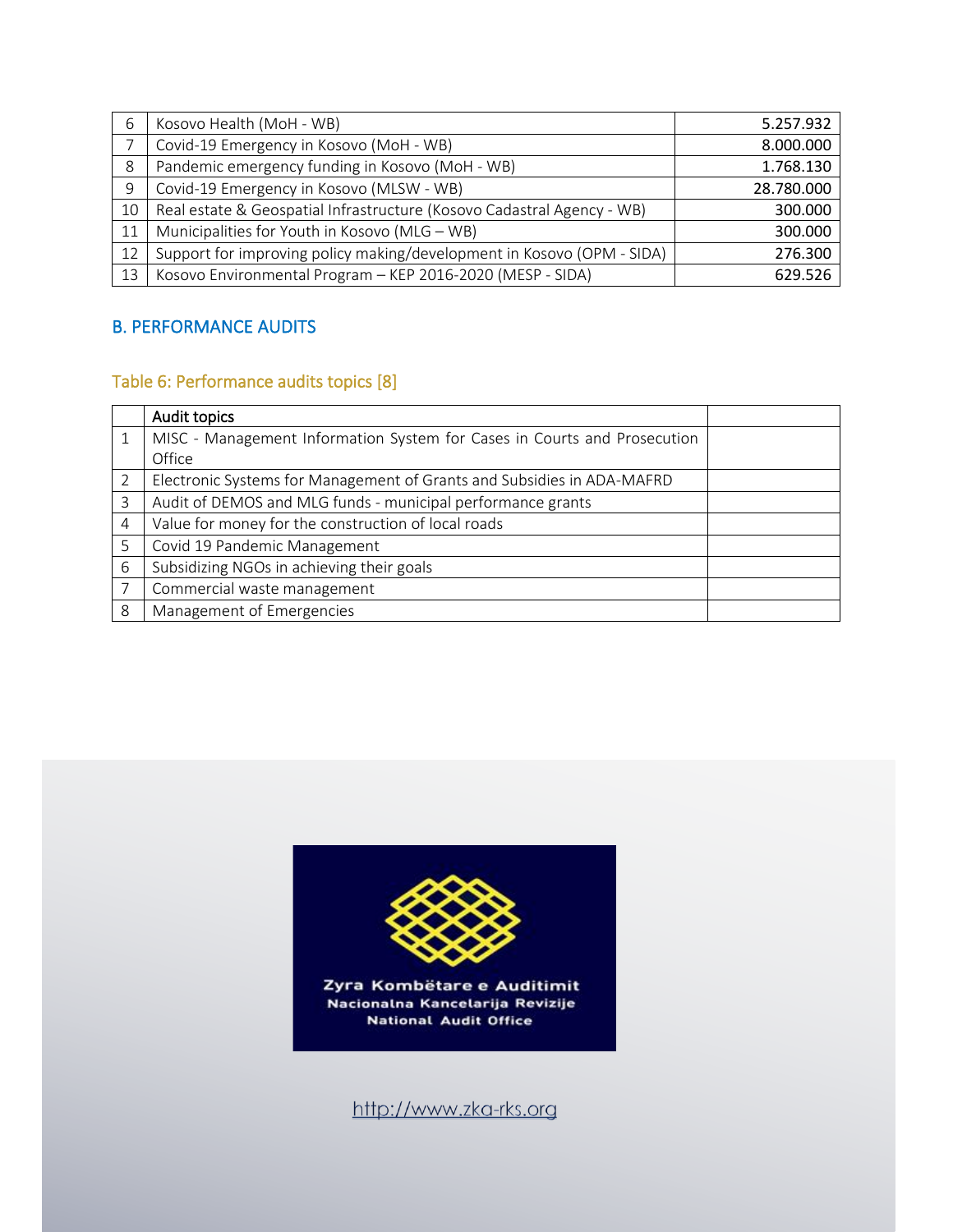| | | |
|---|---|---|
| 6 | Kosovo Health (MoH - WB) | 5.257.932 |
| 7 | Covid-19 Emergency in Kosovo (MoH - WB) | 8.000.000 |
| 8 | Pandemic emergency funding in Kosovo (MoH - WB) | 1.768.130 |
| 9 | Covid-19 Emergency in Kosovo (MLSW - WB) | 28.780.000 |
| 10 | Real estate & Geospatial Infrastructure (Kosovo Cadastral Agency - WB) | 300.000 |
| 11 | Municipalities for Youth in Kosovo (MLG – WB) | 300.000 |
| 12 | Support for improving policy making/development in Kosovo (OPM - SIDA) | 276.300 |
| 13 | Kosovo Environmental Program – KEP 2016-2020 (MESP - SIDA) | 629.526 |

## B. PERFORMANCE AUDITS

### Table 6: Performance audits topics [8]

| | Audit topics | |
|---|---|---|
| 1 | MISC - Management Information System for Cases in Courts and Prosecution Office | |
| 2 | Electronic Systems for Management of Grants and Subsidies in ADA-MAFRD | |
| 3 | Audit of DEMOS and MLG funds - municipal performance grants | |
| 4 | Value for money for the construction of local roads | |
| 5 | Covid 19 Pandemic Management | |
| 6 | Subsidizing NGOs in achieving their goals | |
| 7 | Commercial waste management | |
| 8 | Management of Emergencies | |

Zyra Kombëtare e Auditimit
Nacionalna Kancelarija Revizije
National Audit Office

http://www.zka-rks.org